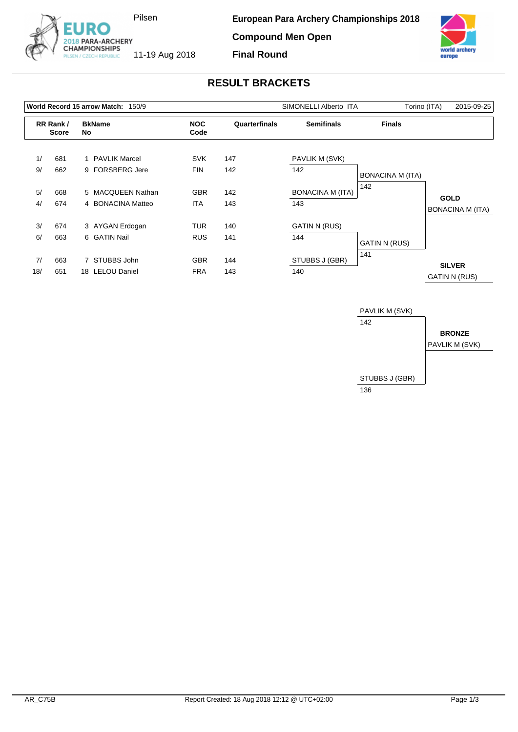Pilsen

**European Para Archery Championships 2018**

**Compound Men Open**

11-19 Aug 2018

**Final Round**

## RESULT BRACKETS

**World Record 15 arrow Match:** 150/9 — SIMONELLI Alberto ITA — Torino (ITA) — 2015-09-25

| RR Rank / | Score | BkNo | Name | NOC Code | Quarterfinals | Semifinals | Finals |
|---|---|---|---|---|---|---|---|
| 1/ | 681 | 1 | PAVLIK Marcel | SVK | 147 | PAVLIK M (SVK) | |
| 9/ | 662 | 9 | FORSBERG Jere | FIN | 142 | 142 | BONACINA M (ITA) |
| 5/ | 668 | 5 | MACQUEEN Nathan | GBR | 142 | BONACINA M (ITA) | 142 |
| 4/ | 674 | 4 | BONACINA Matteo | ITA | 143 | 143 | |
| 3/ | 674 | 3 | AYGAN Erdogan | TUR | 140 | GATIN N (RUS) | |
| 6/ | 663 | 6 | GATIN Nail | RUS | 141 | 144 | GATIN N (RUS) |
| 7/ | 663 | 7 | STUBBS John | GBR | 144 | STUBBS J (GBR) | 141 |
| 18/ | 651 | 18 | LELOU Daniel | FRA | 143 | 140 | |

**GOLD**
BONACINA M (ITA)

**SILVER**
GATIN N (RUS)

**Bronze Match**

| Name | Score |
|---|---|
| PAVLIK M (SVK) | 142 |
| STUBBS J (GBR) | 136 |

**BRONZE**
PAVLIK M (SVK)

AR_C75B

Report Created: 18 Aug 2018 12:12 @ UTC+02:00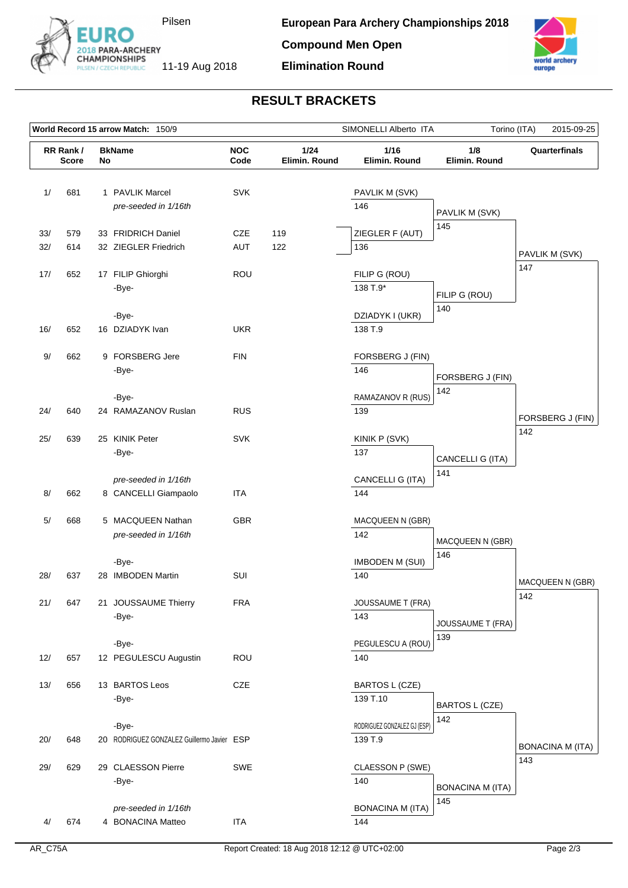# European Para Archery Championships 2018

**Compound Men Open**

**Elimination Round**

Pilsen, 11-19 Aug 2018

## RESULT BRACKETS

**World Record 15 arrow Match:** 150/9 — SIMONELLI Alberto ITA — Torino (ITA) — 2015-09-25

| RR Rank / Score | | BkName No | | NOC Code | 1/24 Elimin. Round |
|---|---|---|---|---|---|
| 1/ | 681 | 1 | PAVLIK Marcel | SVK | |
| | | | *pre-seeded in 1/16th* | | |
| 33/ | 579 | 33 | FRIDRICH Daniel | CZE | 119 |
| 32/ | 614 | 32 | ZIEGLER Friedrich | AUT | 122 |
| 17/ | 652 | 17 | FILIP Ghiorghi | ROU | |
| | | | -Bye- | | |
| | | | -Bye- | | |
| 16/ | 652 | 16 | DZIADYK Ivan | UKR | |
| 9/ | 662 | 9 | FORSBERG Jere | FIN | |
| | | | -Bye- | | |
| | | | -Bye- | | |
| 24/ | 640 | 24 | RAMAZANOV Ruslan | RUS | |
| 25/ | 639 | 25 | KINIK Peter | SVK | |
| | | | -Bye- | | |
| | | | *pre-seeded in 1/16th* | | |
| 8/ | 662 | 8 | CANCELLI Giampaolo | ITA | |
| 5/ | 668 | 5 | MACQUEEN Nathan | GBR | |
| | | | *pre-seeded in 1/16th* | | |
| | | | -Bye- | | |
| 28/ | 637 | 28 | IMBODEN Martin | SUI | |
| 21/ | 647 | 21 | JOUSSAUME Thierry | FRA | |
| | | | -Bye- | | |
| | | | -Bye- | | |
| 12/ | 657 | 12 | PEGULESCU Augustin | ROU | |
| 13/ | 656 | 13 | BARTOS Leos | CZE | |
| | | | -Bye- | | |
| | | | -Bye- | | |
| 20/ | 648 | 20 | RODRIGUEZ GONZALEZ Guillermo Javier | ESP | |
| 29/ | 629 | 29 | CLAESSON Pierre | SWE | |
| | | | -Bye- | | |
| | | | *pre-seeded in 1/16th* | | |
| 4/ | 674 | 4 | BONACINA Matteo | ITA | |

### 1/16 Elimin. Round

| Match | Archer | Score |
|---|---|---|
| 1 | PAVLIK M (SVK) | 146 |
| | ZIEGLER F (AUT) | 136 |
| 2 | FILIP G (ROU) | 138 T.9* |
| | DZIADYK I (UKR) | 138 T.9 |
| 3 | FORSBERG J (FIN) | 146 |
| | RAMAZANOV R (RUS) | 139 |
| 4 | KINIK P (SVK) | 137 |
| | CANCELLI G (ITA) | 144 |
| 5 | MACQUEEN N (GBR) | 142 |
| | IMBODEN M (SUI) | 140 |
| 6 | JOUSSAUME T (FRA) | 143 |
| | PEGULESCU A (ROU) | 140 |
| 7 | BARTOS L (CZE) | 139 T.10 |
| | RODRIGUEZ GONZALEZ GJ (ESP) | 139 T.9 |
| 8 | CLAESSON P (SWE) | 140 |
| | BONACINA M (ITA) | 144 |

### 1/8 Elimin. Round

| Match | Archer | Score |
|---|---|---|
| 1 | PAVLIK M (SVK) | 145 |
| | FILIP G (ROU) | 140 |
| 2 | FORSBERG J (FIN) | 142 |
| | CANCELLI G (ITA) | 141 |
| 3 | MACQUEEN N (GBR) | 146 |
| | JOUSSAUME T (FRA) | 139 |
| 4 | BARTOS L (CZE) | 142 |
| | BONACINA M (ITA) | 145 |

### Quarterfinals

| Match | Archer | Score |
|---|---|---|
| 1 | PAVLIK M (SVK) | 147 |
| | FORSBERG J (FIN) | 142 |
| 2 | MACQUEEN N (GBR) | 142 |
| | BONACINA M (ITA) | 143 |

AR_C75A — Report Created: 18 Aug 2018 12:12 @ UTC+02:00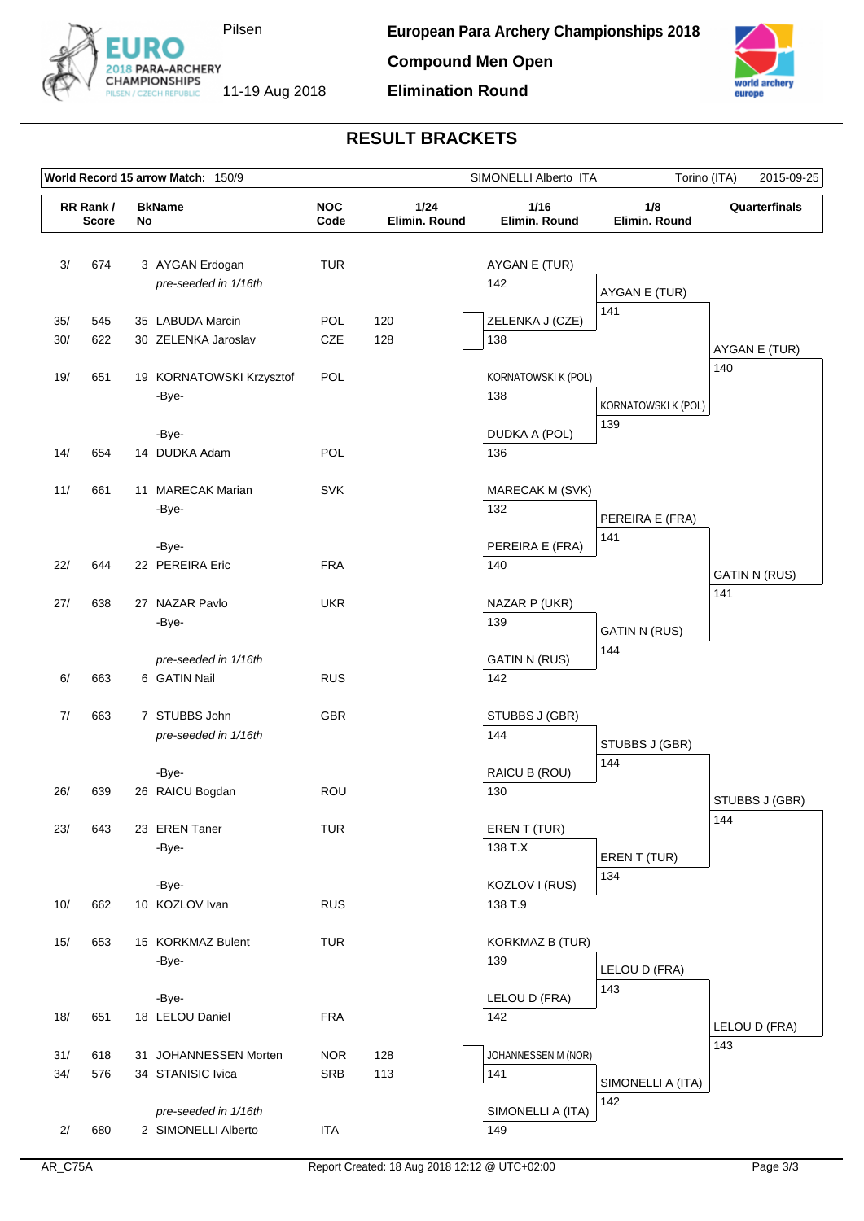Pilsen

11-19 Aug 2018

**European Para Archery Championships 2018**

**Compound Men Open**

**Elimination Round**

## RESULT BRACKETS

World Record 15 arrow Match: 150/9 — SIMONELLI Alberto ITA — Torino (ITA) — 2015-09-25

| RR Rank / Score | | BkName No | | NOC Code | 1/24 Elimin. Round | 1/16 Elimin. Round | 1/8 Elimin. Round | Quarterfinals |
|---|---|---|---|---|---|---|---|---|
| 3/ | 674 | 3 | AYGAN Erdogan | TUR | | AYGAN E (TUR) 142 | AYGAN E (TUR) 141 | AYGAN E (TUR) 140 |
| | | | *pre-seeded in 1/16th* | | | | | |
| 35/ | 545 | 35 | LABUDA Marcin | POL | 120 | ZELENKA J (CZE) 138 | | |
| 30/ | 622 | 30 | ZELENKA Jaroslav | CZE | 128 | | | |
| 19/ | 651 | 19 | KORNATOWSKI Krzysztof | POL | | KORNATOWSKI K (POL) 138 | KORNATOWSKI K (POL) 139 | |
| | | | -Bye- | | | | | |
| | | | -Bye- | | | DUDKA A (POL) 136 | | |
| 14/ | 654 | 14 | DUDKA Adam | POL | | | | |
| 11/ | 661 | 11 | MARECAK Marian | SVK | | MARECAK M (SVK) 132 | PEREIRA E (FRA) 141 | GATIN N (RUS) 141 |
| | | | -Bye- | | | | | |
| | | | -Bye- | | | PEREIRA E (FRA) 140 | | |
| 22/ | 644 | 22 | PEREIRA Eric | FRA | | | | |
| 27/ | 638 | 27 | NAZAR Pavlo | UKR | | NAZAR P (UKR) 139 | GATIN N (RUS) 144 | |
| | | | -Bye- | | | | | |
| | | | *pre-seeded in 1/16th* | | | GATIN N (RUS) 142 | | |
| 6/ | 663 | 6 | GATIN Nail | RUS | | | | |
| 7/ | 663 | 7 | STUBBS John | GBR | | STUBBS J (GBR) 144 | STUBBS J (GBR) 144 | STUBBS J (GBR) 144 |
| | | | *pre-seeded in 1/16th* | | | | | |
| | | | -Bye- | | | RAICU B (ROU) 130 | | |
| 26/ | 639 | 26 | RAICU Bogdan | ROU | | | | |
| 23/ | 643 | 23 | EREN Taner | TUR | | EREN T (TUR) 138 T.X | EREN T (TUR) 134 | |
| | | | -Bye- | | | | | |
| | | | -Bye- | | | KOZLOV I (RUS) 138 T.9 | | |
| 10/ | 662 | 10 | KOZLOV Ivan | RUS | | | | |
| 15/ | 653 | 15 | KORKMAZ Bulent | TUR | | KORKMAZ B (TUR) 139 | LELOU D (FRA) 143 | LELOU D (FRA) 143 |
| | | | -Bye- | | | | | |
| | | | -Bye- | | | LELOU D (FRA) 142 | | |
| 18/ | 651 | 18 | LELOU Daniel | FRA | | | | |
| 31/ | 618 | 31 | JOHANNESSEN Morten | NOR | 128 | JOHANNESSEN M (NOR) 141 | SIMONELLI A (ITA) 142 | |
| 34/ | 576 | 34 | STANISIC Ivica | SRB | 113 | | | |
| | | | *pre-seeded in 1/16th* | | | SIMONELLI A (ITA) 149 | | |
| 2/ | 680 | 2 | SIMONELLI Alberto | ITA | | | | |

AR_C75A — Report Created: 18 Aug 2018 12:12 @ UTC+02:00